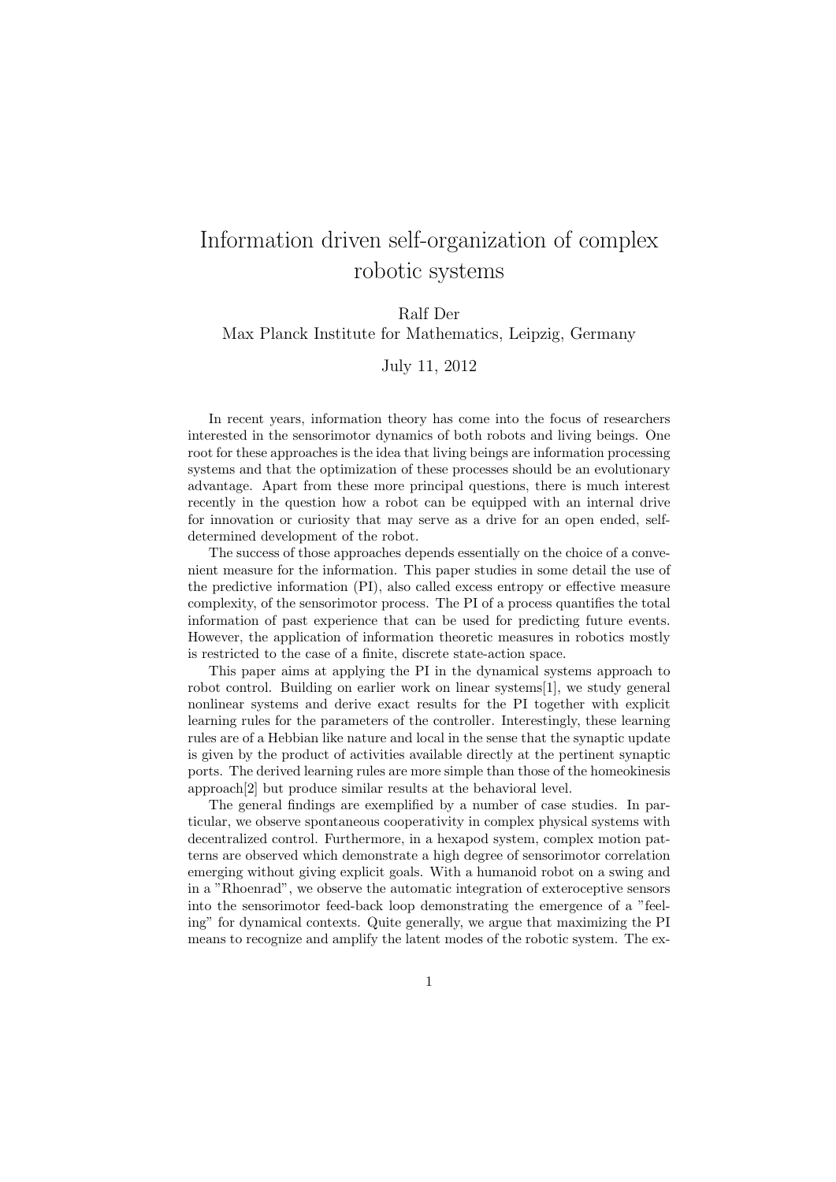# Information driven self-organization of complex robotic systems

Ralf Der
Max Planck Institute for Mathematics, Leipzig, Germany

July 11, 2012

In recent years, information theory has come into the focus of researchers interested in the sensorimotor dynamics of both robots and living beings. One root for these approaches is the idea that living beings are information processing systems and that the optimization of these processes should be an evolutionary advantage. Apart from these more principal questions, there is much interest recently in the question how a robot can be equipped with an internal drive for innovation or curiosity that may serve as a drive for an open ended, self-determined development of the robot.

The success of those approaches depends essentially on the choice of a convenient measure for the information. This paper studies in some detail the use of the predictive information (PI), also called excess entropy or effective measure complexity, of the sensorimotor process. The PI of a process quantifies the total information of past experience that can be used for predicting future events. However, the application of information theoretic measures in robotics mostly is restricted to the case of a finite, discrete state-action space.

This paper aims at applying the PI in the dynamical systems approach to robot control. Building on earlier work on linear systems[1], we study general nonlinear systems and derive exact results for the PI together with explicit learning rules for the parameters of the controller. Interestingly, these learning rules are of a Hebbian like nature and local in the sense that the synaptic update is given by the product of activities available directly at the pertinent synaptic ports. The derived learning rules are more simple than those of the homeokinesis approach[2] but produce similar results at the behavioral level.

The general findings are exemplified by a number of case studies. In particular, we observe spontaneous cooperativity in complex physical systems with decentralized control. Furthermore, in a hexapod system, complex motion patterns are observed which demonstrate a high degree of sensorimotor correlation emerging without giving explicit goals. With a humanoid robot on a swing and in a "Rhoenrad", we observe the automatic integration of exteroceptive sensors into the sensorimotor feed-back loop demonstrating the emergence of a "feeling" for dynamical contexts. Quite generally, we argue that maximizing the PI means to recognize and amplify the latent modes of the robotic system. The ex-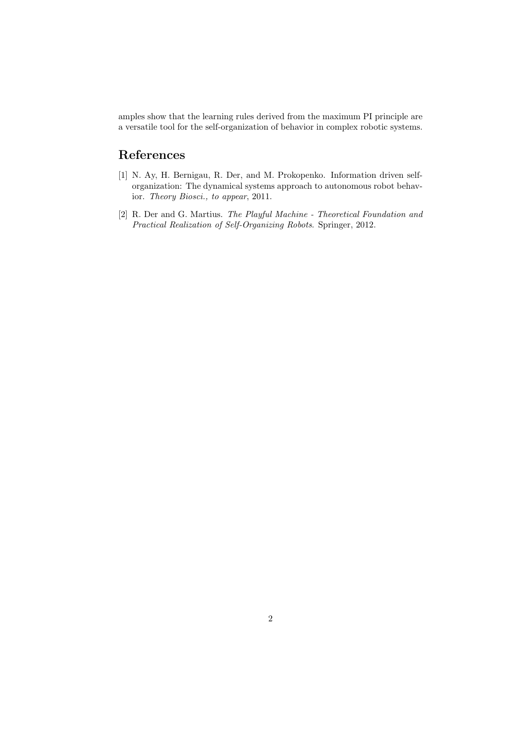amples show that the learning rules derived from the maximum PI principle are a versatile tool for the self-organization of behavior in complex robotic systems.

# References

[1] N. Ay, H. Bernigau, R. Der, and M. Prokopenko. Information driven self-organization: The dynamical systems approach to autonomous robot behavior. *Theory Biosci., to appear*, 2011.

[2] R. Der and G. Martius. *The Playful Machine - Theoretical Foundation and Practical Realization of Self-Organizing Robots*. Springer, 2012.